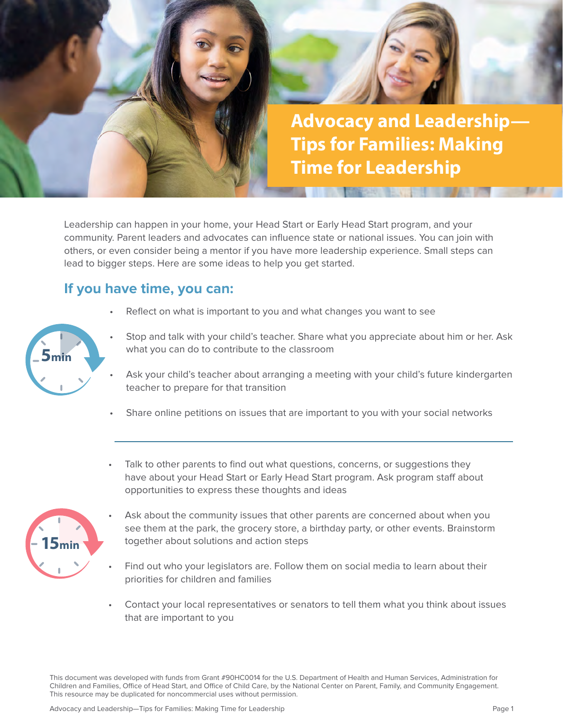# Advocacy and Leadership—Tips for Families: Making Time for Leadership

Leadership can happen in your home, your Head Start or Early Head Start program, and your community. Parent leaders and advocates can influence state or national issues. You can join with others, or even consider being a mentor if you have more leadership experience. Small steps can lead to bigger steps. Here are some ideas to help you get started.

## If you have time, you can:

**5 min**

- Reflect on what is important to you and what changes you want to see
- Stop and talk with your child's teacher. Share what you appreciate about him or her. Ask what you can do to contribute to the classroom
- Ask your child's teacher about arranging a meeting with your child's future kindergarten teacher to prepare for that transition
- Share online petitions on issues that are important to you with your social networks

---

**15 min**

- Talk to other parents to find out what questions, concerns, or suggestions they have about your Head Start or Early Head Start program. Ask program staff about opportunities to express these thoughts and ideas
- Ask about the community issues that other parents are concerned about when you see them at the park, the grocery store, a birthday party, or other events. Brainstorm together about solutions and action steps
- Find out who your legislators are. Follow them on social media to learn about their priorities for children and families
- Contact your local representatives or senators to tell them what you think about issues that are important to you

This document was developed with funds from Grant #90HC0014 for the U.S. Department of Health and Human Services, Administration for Children and Families, Office of Head Start, and Office of Child Care, by the National Center on Parent, Family, and Community Engagement. This resource may be duplicated for noncommercial uses without permission.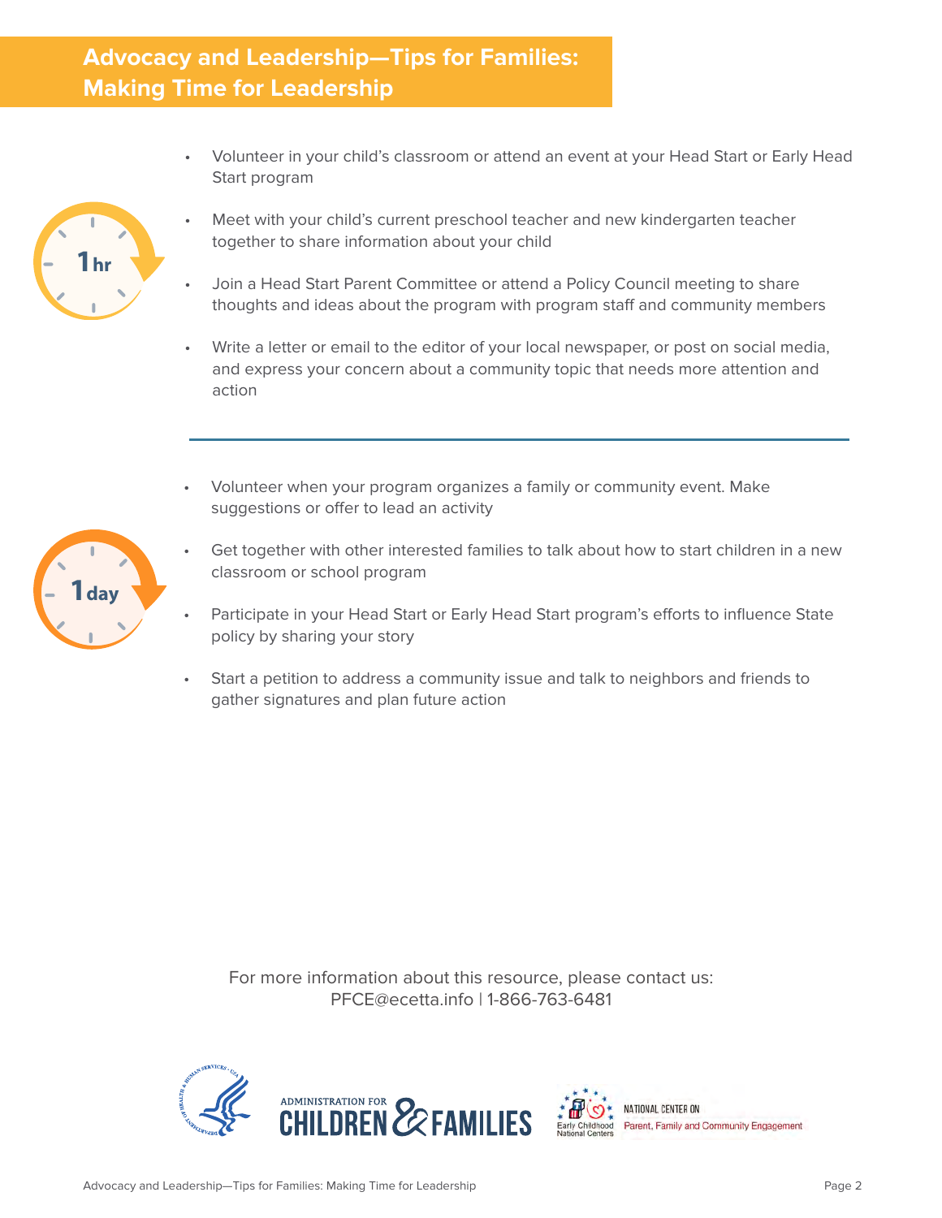## Advocacy and Leadership—Tips for Families: Making Time for Leadership

1 hr

- Volunteer in your child's classroom or attend an event at your Head Start or Early Head Start program
- Meet with your child's current preschool teacher and new kindergarten teacher together to share information about your child
- Join a Head Start Parent Committee or attend a Policy Council meeting to share thoughts and ideas about the program with program staff and community members
- Write a letter or email to the editor of your local newspaper, or post on social media, and express your concern about a community topic that needs more attention and action

1 day

- Volunteer when your program organizes a family or community event. Make suggestions or offer to lead an activity
- Get together with other interested families to talk about how to start children in a new classroom or school program
- Participate in your Head Start or Early Head Start program's efforts to influence State policy by sharing your story
- Start a petition to address a community issue and talk to neighbors and friends to gather signatures and plan future action

For more information about this resource, please contact us:
PFCE@ecetta.info | 1-866-763-6481

ADMINISTRATION FOR CHILDREN & FAMILIES

Early Childhood National Centers — NATIONAL CENTER ON Parent, Family and Community Engagement